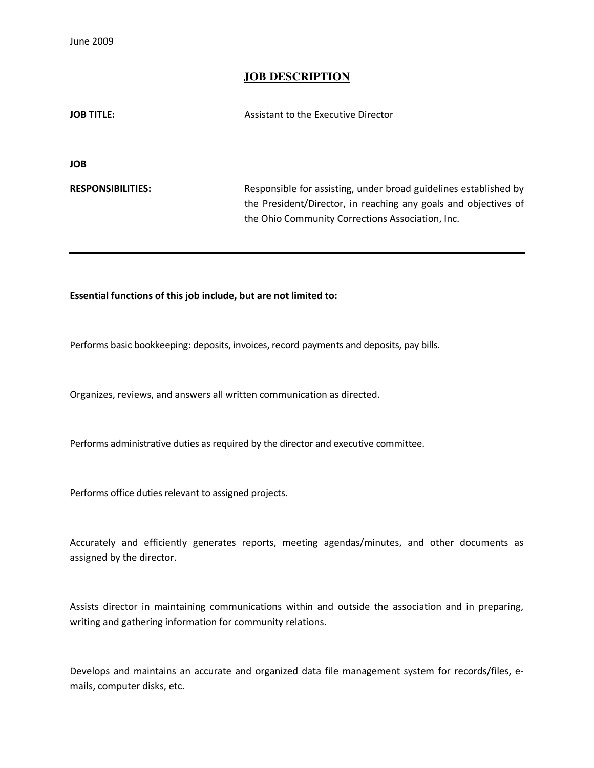June 2009

# JOB DESCRIPTION

**JOB TITLE:** Assistant to the Executive Director

**JOB RESPONSIBILITIES:** Responsible for assisting, under broad guidelines established by the President/Director, in reaching any goals and objectives of the Ohio Community Corrections Association, Inc.

---

**Essential functions of this job include, but are not limited to:**

Performs basic bookkeeping: deposits, invoices, record payments and deposits, pay bills.

Organizes, reviews, and answers all written communication as directed.

Performs administrative duties as required by the director and executive committee.

Performs office duties relevant to assigned projects.

Accurately and efficiently generates reports, meeting agendas/minutes, and other documents as assigned by the director.

Assists director in maintaining communications within and outside the association and in preparing, writing and gathering information for community relations.

Develops and maintains an accurate and organized data file management system for records/files, e-mails, computer disks, etc.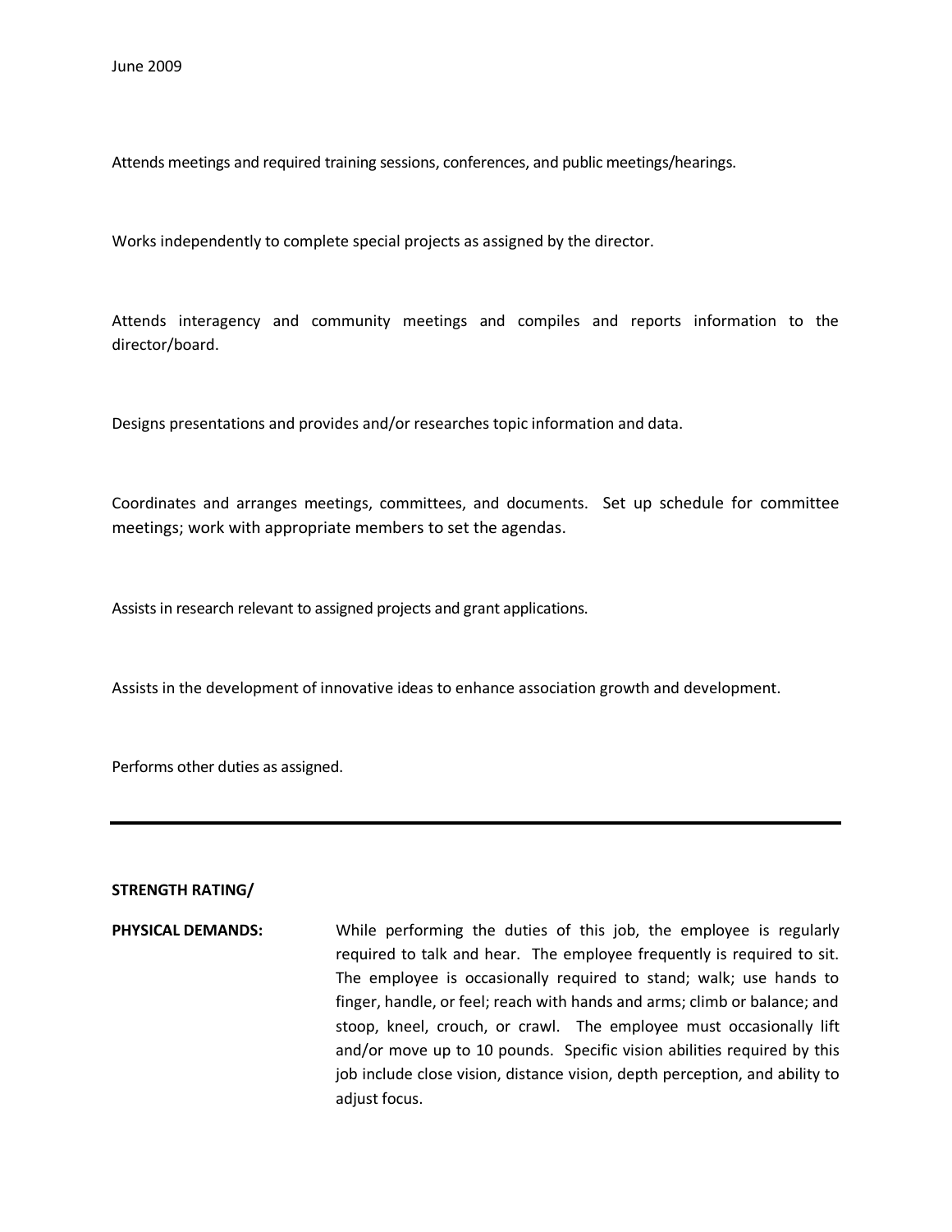Attends meetings and required training sessions, conferences, and public meetings/hearings.

Works independently to complete special projects as assigned by the director.

Attends interagency and community meetings and compiles and reports information to the director/board.

Designs presentations and provides and/or researches topic information and data.

Coordinates and arranges meetings, committees, and documents. Set up schedule for committee meetings; work with appropriate members to set the agendas.

Assists in research relevant to assigned projects and grant applications.

Assists in the development of innovative ideas to enhance association growth and development.

Performs other duties as assigned.

---

**STRENGTH RATING/**

**PHYSICAL DEMANDS:** While performing the duties of this job, the employee is regularly required to talk and hear. The employee frequently is required to sit. The employee is occasionally required to stand; walk; use hands to finger, handle, or feel; reach with hands and arms; climb or balance; and stoop, kneel, crouch, or crawl. The employee must occasionally lift and/or move up to 10 pounds. Specific vision abilities required by this job include close vision, distance vision, depth perception, and ability to adjust focus.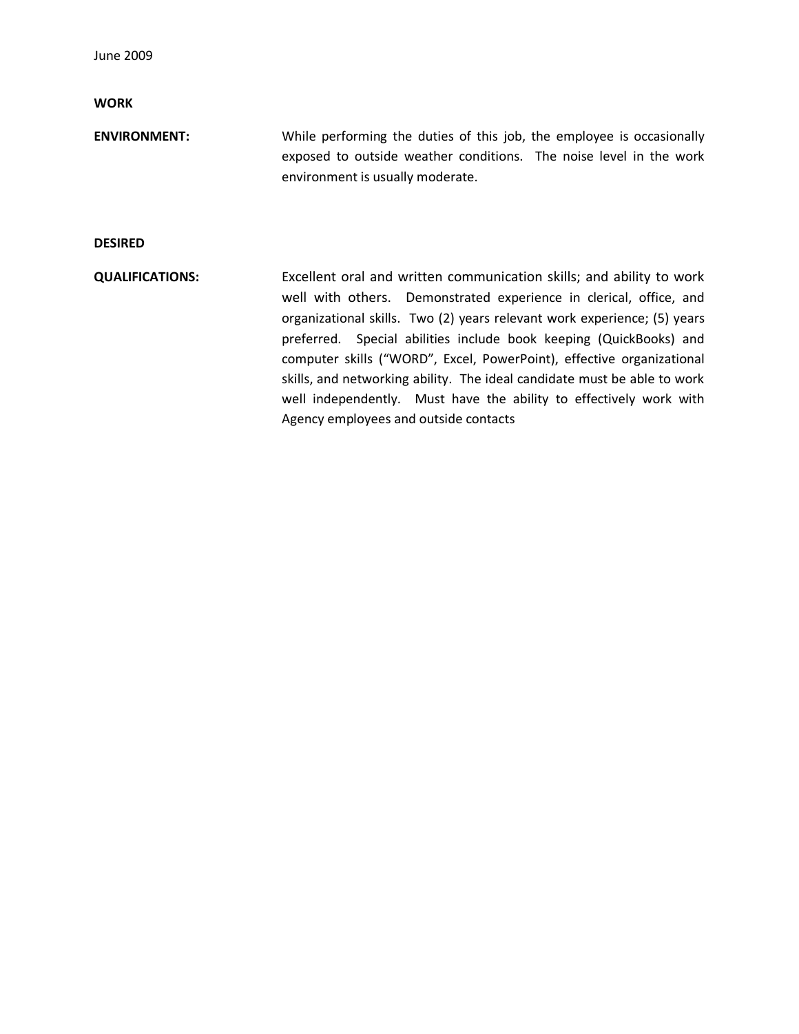**WORK ENVIRONMENT:**

While performing the duties of this job, the employee is occasionally exposed to outside weather conditions. The noise level in the work environment is usually moderate.

**DESIRED QUALIFICATIONS:**

Excellent oral and written communication skills; and ability to work well with others. Demonstrated experience in clerical, office, and organizational skills. Two (2) years relevant work experience; (5) years preferred. Special abilities include book keeping (QuickBooks) and computer skills ("WORD", Excel, PowerPoint), effective organizational skills, and networking ability. The ideal candidate must be able to work well independently. Must have the ability to effectively work with Agency employees and outside contacts